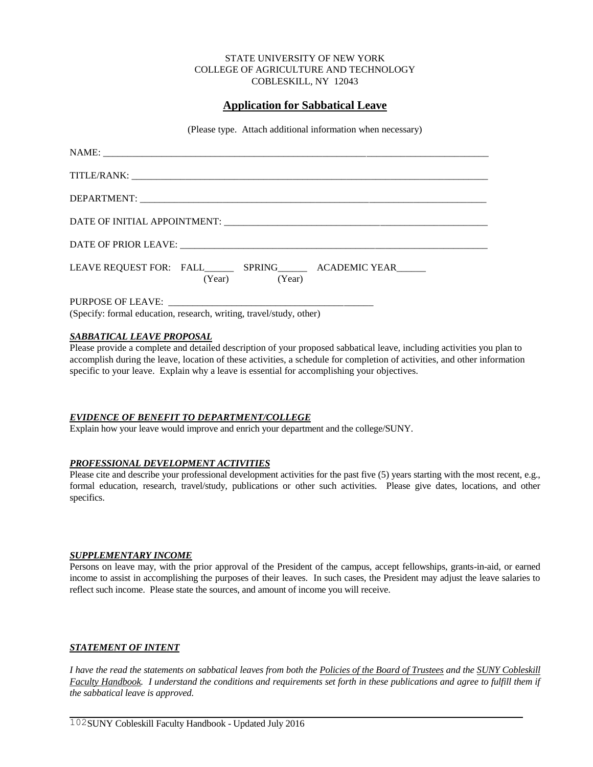STATE UNIVERSITY OF NEW YORK
COLLEGE OF AGRICULTURE AND TECHNOLOGY
COBLESKILL, NY 12043

# Application for Sabbatical Leave

(Please type. Attach additional information when necessary)

NAME: ___________________________________________________________________________________

TITLE/RANK: ______________________________________________________________________________

DEPARTMENT: _____________________________________________________________________________

DATE OF INITIAL APPOINTMENT: _____________________________________________________________

DATE OF PRIOR LEAVE: ______________________________________________________________________

LEAVE REQUEST FOR: FALL______ SPRING______ ACADEMIC YEAR______
(Year) (Year)

PURPOSE OF LEAVE: __________________________________________
(Specify: formal education, research, writing, travel/study, other)

***SABBATICAL LEAVE PROPOSAL***

Please provide a complete and detailed description of your proposed sabbatical leave, including activities you plan to accomplish during the leave, location of these activities, a schedule for completion of activities, and other information specific to your leave. Explain why a leave is essential for accomplishing your objectives.

***EVIDENCE OF BENEFIT TO DEPARTMENT/COLLEGE***

Explain how your leave would improve and enrich your department and the college/SUNY.

***PROFESSIONAL DEVELOPMENT ACTIVITIES***

Please cite and describe your professional development activities for the past five (5) years starting with the most recent, e.g., formal education, research, travel/study, publications or other such activities. Please give dates, locations, and other specifics.

***SUPPLEMENTARY INCOME***

Persons on leave may, with the prior approval of the President of the campus, accept fellowships, grants-in-aid, or earned income to assist in accomplishing the purposes of their leaves. In such cases, the President may adjust the leave salaries to reflect such income. Please state the sources, and amount of income you will receive.

***STATEMENT OF INTENT***

*I have the read the statements on sabbatical leaves from both the Policies of the Board of Trustees and the SUNY Cobleskill Faculty Handbook. I understand the conditions and requirements set forth in these publications and agree to fulfill them if the sabbatical leave is approved.*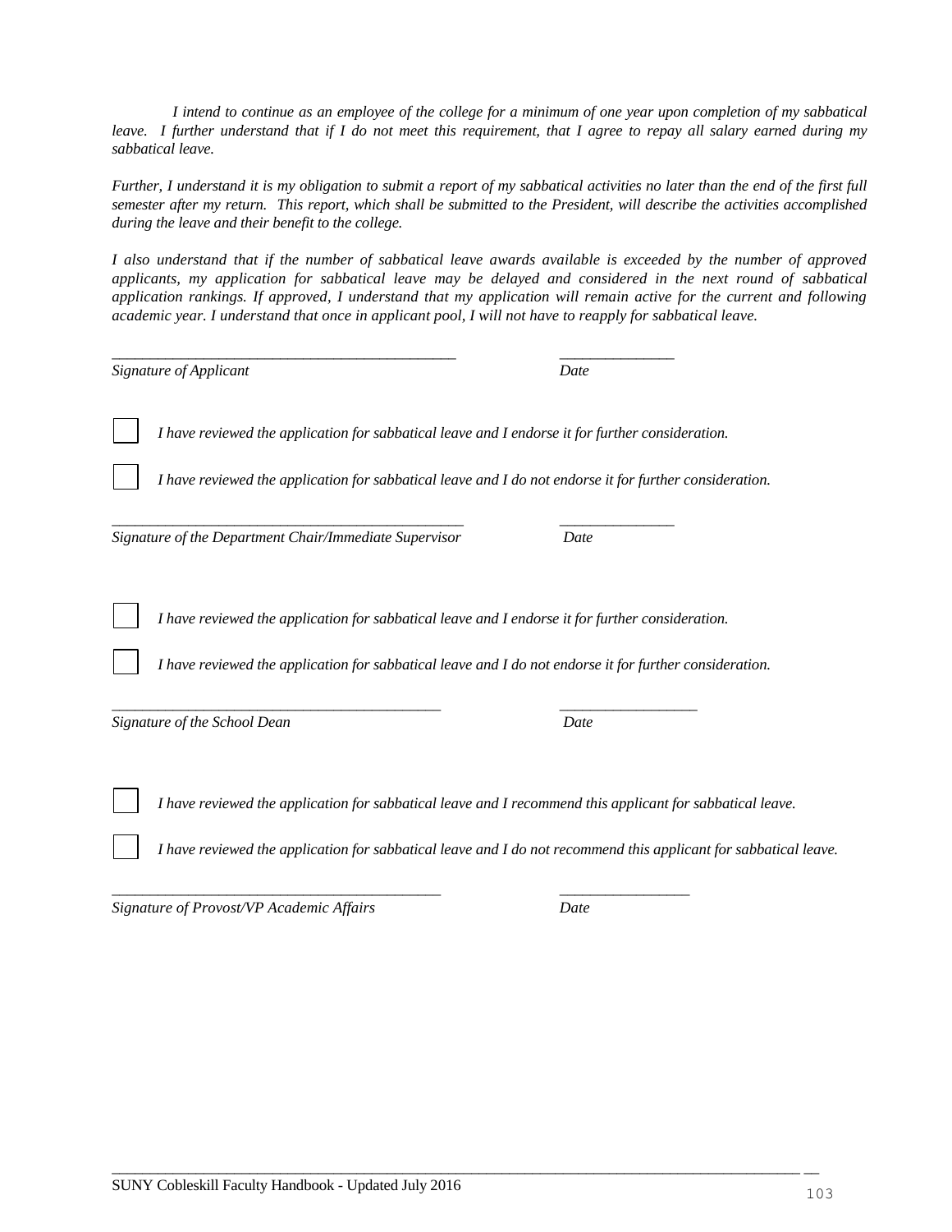*I intend to continue as an employee of the college for a minimum of one year upon completion of my sabbatical leave. I further understand that if I do not meet this requirement, that I agree to repay all salary earned during my sabbatical leave.*

*Further, I understand it is my obligation to submit a report of my sabbatical activities no later than the end of the first full semester after my return. This report, which shall be submitted to the President, will describe the activities accomplished during the leave and their benefit to the college.*

*I also understand that if the number of sabbatical leave awards available is exceeded by the number of approved applicants, my application for sabbatical leave may be delayed and considered in the next round of sabbatical application rankings. If approved, I understand that my application will remain active for the current and following academic year. I understand that once in applicant pool, I will not have to reapply for sabbatical leave.*

_______________________________________________ _______________

*Signature of Applicant* *Date*

☐ *I have reviewed the application for sabbatical leave and I endorse it for further consideration.*

☐ *I have reviewed the application for sabbatical leave and I do not endorse it for further consideration.*

_______________________________________________ _______________

*Signature of the Department Chair/Immediate Supervisor* *Date*

☐ *I have reviewed the application for sabbatical leave and I endorse it for further consideration.*

☐ *I have reviewed the application for sabbatical leave and I do not endorse it for further consideration.*

_____________________________________________ __________________

*Signature of the School Dean* *Date*

☐ *I have reviewed the application for sabbatical leave and I recommend this applicant for sabbatical leave.*

☐ *I have reviewed the application for sabbatical leave and I do not recommend this applicant for sabbatical leave.*

_____________________________________________ _________________

*Signature of Provost/VP Academic Affairs* *Date*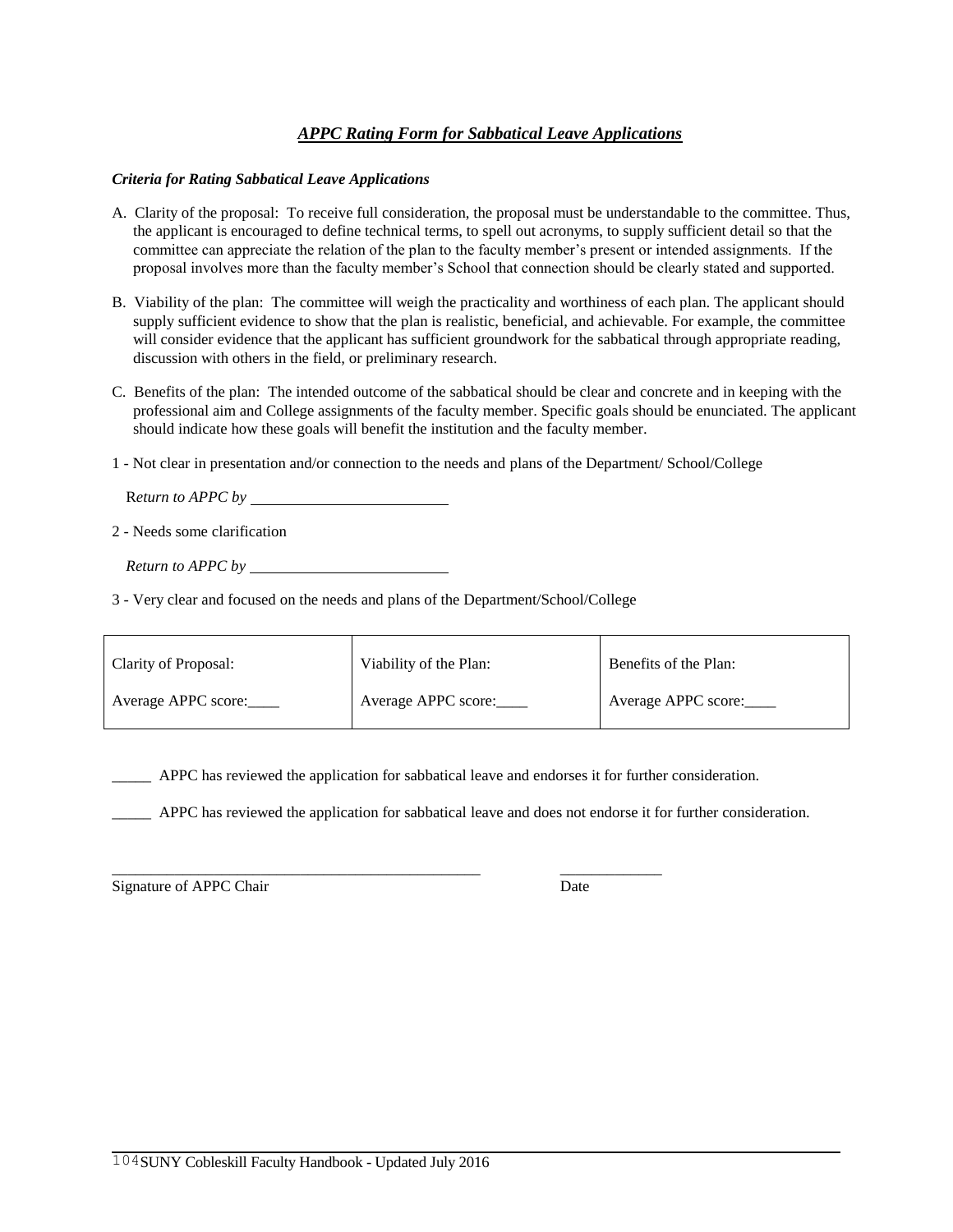## ***APPC Rating Form for Sabbatical Leave Applications***

***Criteria for Rating Sabbatical Leave Applications***

A. Clarity of the proposal: To receive full consideration, the proposal must be understandable to the committee. Thus, the applicant is encouraged to define technical terms, to spell out acronyms, to supply sufficient detail so that the committee can appreciate the relation of the plan to the faculty member's present or intended assignments. If the proposal involves more than the faculty member's School that connection should be clearly stated and supported.

B. Viability of the plan: The committee will weigh the practicality and worthiness of each plan. The applicant should supply sufficient evidence to show that the plan is realistic, beneficial, and achievable. For example, the committee will consider evidence that the applicant has sufficient groundwork for the sabbatical through appropriate reading, discussion with others in the field, or preliminary research.

C. Benefits of the plan: The intended outcome of the sabbatical should be clear and concrete and in keeping with the professional aim and College assignments of the faculty member. Specific goals should be enunciated. The applicant should indicate how these goals will benefit the institution and the faculty member.

1 - Not clear in presentation and/or connection to the needs and plans of the Department/ School/College

*Return to APPC by* ________________________

2 - Needs some clarification

*Return to APPC by* ________________________

3 - Very clear and focused on the needs and plans of the Department/School/College

| | | |
|---|---|---|
| Clarity of Proposal:<br>Average APPC score:____ | Viability of the Plan:<br>Average APPC score:____ | Benefits of the Plan:<br>Average APPC score:____ |

_____ APPC has reviewed the application for sabbatical leave and endorses it for further consideration.

_____ APPC has reviewed the application for sabbatical leave and does not endorse it for further consideration.

_________________________________________________ _____________

Signature of APPC Chair Date